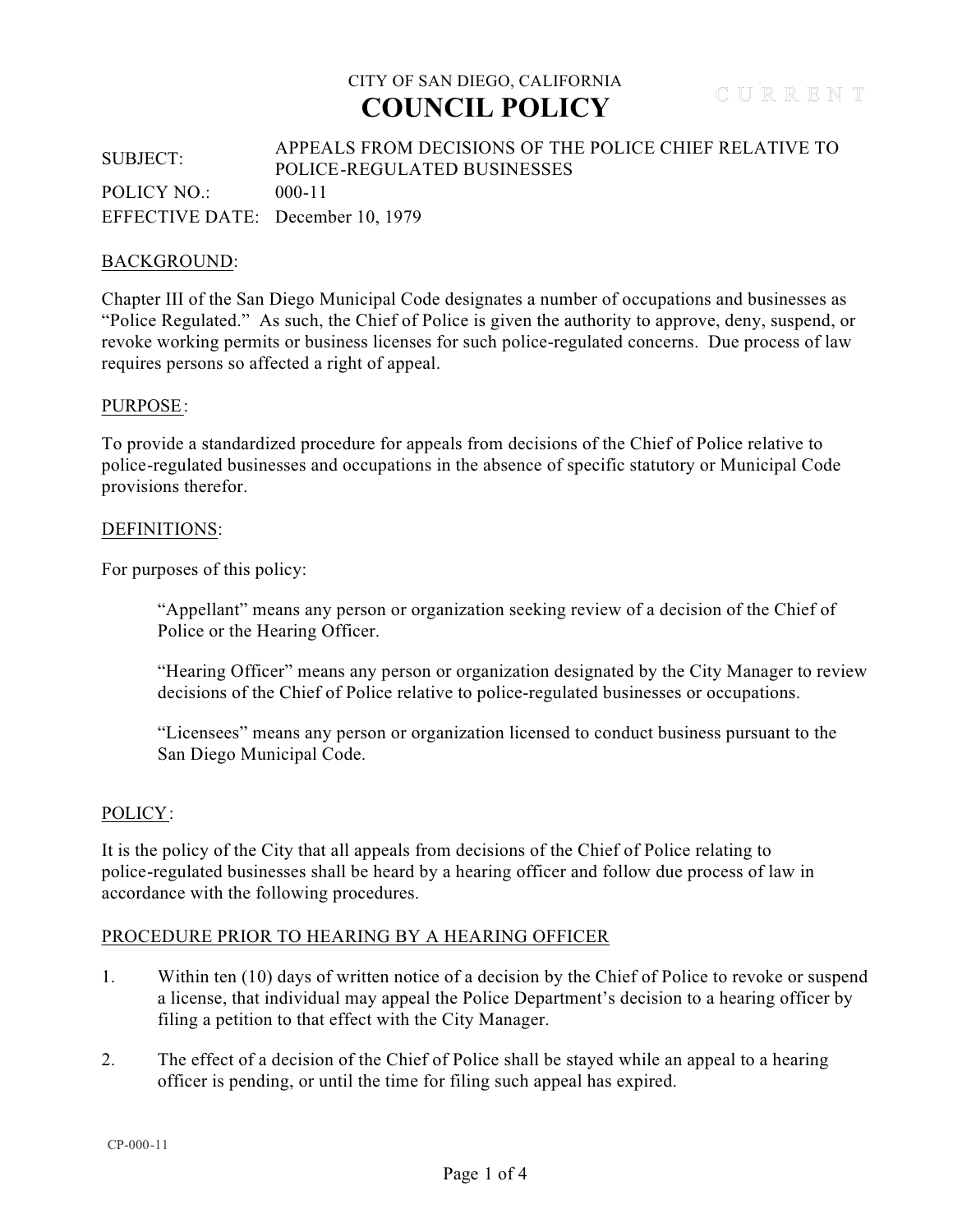CITY OF SAN DIEGO, CALIFORNIA

# COUNCIL POLICY

CURRENT

SUBJECT: APPEALS FROM DECISIONS OF THE POLICE CHIEF RELATIVE TO POLICE-REGULATED BUSINESSES

POLICY NO.: 000-11

EFFECTIVE DATE: December 10, 1979

## BACKGROUND:

Chapter III of the San Diego Municipal Code designates a number of occupations and businesses as "Police Regulated." As such, the Chief of Police is given the authority to approve, deny, suspend, or revoke working permits or business licenses for such police-regulated concerns. Due process of law requires persons so affected a right of appeal.

## PURPOSE:

To provide a standardized procedure for appeals from decisions of the Chief of Police relative to police-regulated businesses and occupations in the absence of specific statutory or Municipal Code provisions therefor.

## DEFINITIONS:

For purposes of this policy:

> "Appellant" means any person or organization seeking review of a decision of the Chief of Police or the Hearing Officer.
>
> "Hearing Officer" means any person or organization designated by the City Manager to review decisions of the Chief of Police relative to police-regulated businesses or occupations.
>
> "Licensees" means any person or organization licensed to conduct business pursuant to the San Diego Municipal Code.

## POLICY:

It is the policy of the City that all appeals from decisions of the Chief of Police relating to police-regulated businesses shall be heard by a hearing officer and follow due process of law in accordance with the following procedures.

## PROCEDURE PRIOR TO HEARING BY A HEARING OFFICER

1. Within ten (10) days of written notice of a decision by the Chief of Police to revoke or suspend a license, that individual may appeal the Police Department's decision to a hearing officer by filing a petition to that effect with the City Manager.
2. The effect of a decision of the Chief of Police shall be stayed while an appeal to a hearing officer is pending, or until the time for filing such appeal has expired.

CP-000-11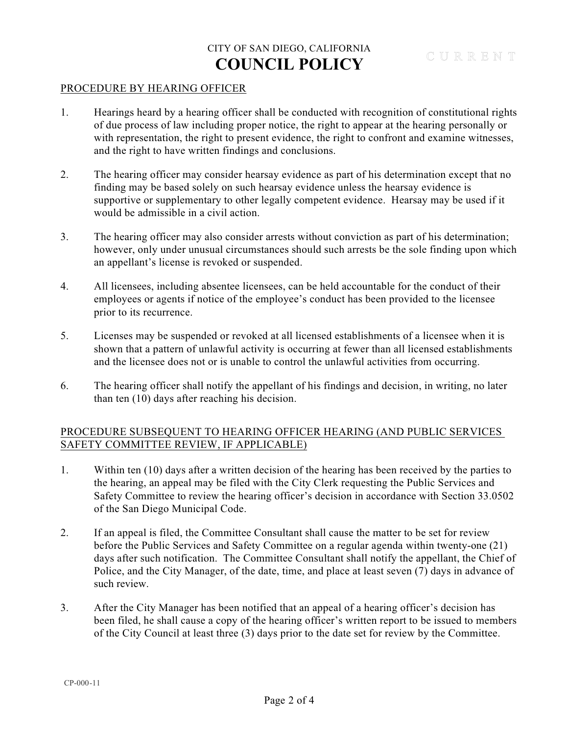PROCEDURE BY HEARING OFFICER

1. Hearings heard by a hearing officer shall be conducted with recognition of constitutional rights of due process of law including proper notice, the right to appear at the hearing personally or with representation, the right to present evidence, the right to confront and examine witnesses, and the right to have written findings and conclusions.

2. The hearing officer may consider hearsay evidence as part of his determination except that no finding may be based solely on such hearsay evidence unless the hearsay evidence is supportive or supplementary to other legally competent evidence. Hearsay may be used if it would be admissible in a civil action.

3. The hearing officer may also consider arrests without conviction as part of his determination; however, only under unusual circumstances should such arrests be the sole finding upon which an appellant's license is revoked or suspended.

4. All licensees, including absentee licensees, can be held accountable for the conduct of their employees or agents if notice of the employee's conduct has been provided to the licensee prior to its recurrence.

5. Licenses may be suspended or revoked at all licensed establishments of a licensee when it is shown that a pattern of unlawful activity is occurring at fewer than all licensed establishments and the licensee does not or is unable to control the unlawful activities from occurring.

6. The hearing officer shall notify the appellant of his findings and decision, in writing, no later than ten (10) days after reaching his decision.

PROCEDURE SUBSEQUENT TO HEARING OFFICER HEARING (AND PUBLIC SERVICES SAFETY COMMITTEE REVIEW, IF APPLICABLE)

1. Within ten (10) days after a written decision of the hearing has been received by the parties to the hearing, an appeal may be filed with the City Clerk requesting the Public Services and Safety Committee to review the hearing officer's decision in accordance with Section 33.0502 of the San Diego Municipal Code.

2. If an appeal is filed, the Committee Consultant shall cause the matter to be set for review before the Public Services and Safety Committee on a regular agenda within twenty-one (21) days after such notification. The Committee Consultant shall notify the appellant, the Chief of Police, and the City Manager, of the date, time, and place at least seven (7) days in advance of such review.

3. After the City Manager has been notified that an appeal of a hearing officer's decision has been filed, he shall cause a copy of the hearing officer's written report to be issued to members of the City Council at least three (3) days prior to the date set for review by the Committee.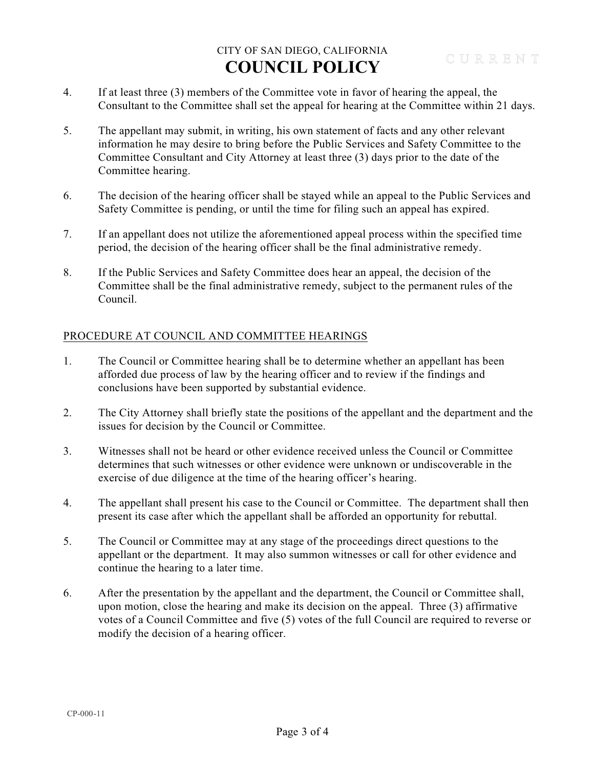4. If at least three (3) members of the Committee vote in favor of hearing the appeal, the Consultant to the Committee shall set the appeal for hearing at the Committee within 21 days.

5. The appellant may submit, in writing, his own statement of facts and any other relevant information he may desire to bring before the Public Services and Safety Committee to the Committee Consultant and City Attorney at least three (3) days prior to the date of the Committee hearing.

6. The decision of the hearing officer shall be stayed while an appeal to the Public Services and Safety Committee is pending, or until the time for filing such an appeal has expired.

7. If an appellant does not utilize the aforementioned appeal process within the specified time period, the decision of the hearing officer shall be the final administrative remedy.

8. If the Public Services and Safety Committee does hear an appeal, the decision of the Committee shall be the final administrative remedy, subject to the permanent rules of the Council.

## PROCEDURE AT COUNCIL AND COMMITTEE HEARINGS

1. The Council or Committee hearing shall be to determine whether an appellant has been afforded due process of law by the hearing officer and to review if the findings and conclusions have been supported by substantial evidence.

2. The City Attorney shall briefly state the positions of the appellant and the department and the issues for decision by the Council or Committee.

3. Witnesses shall not be heard or other evidence received unless the Council or Committee determines that such witnesses or other evidence were unknown or undiscoverable in the exercise of due diligence at the time of the hearing officer's hearing.

4. The appellant shall present his case to the Council or Committee. The department shall then present its case after which the appellant shall be afforded an opportunity for rebuttal.

5. The Council or Committee may at any stage of the proceedings direct questions to the appellant or the department. It may also summon witnesses or call for other evidence and continue the hearing to a later time.

6. After the presentation by the appellant and the department, the Council or Committee shall, upon motion, close the hearing and make its decision on the appeal. Three (3) affirmative votes of a Council Committee and five (5) votes of the full Council are required to reverse or modify the decision of a hearing officer.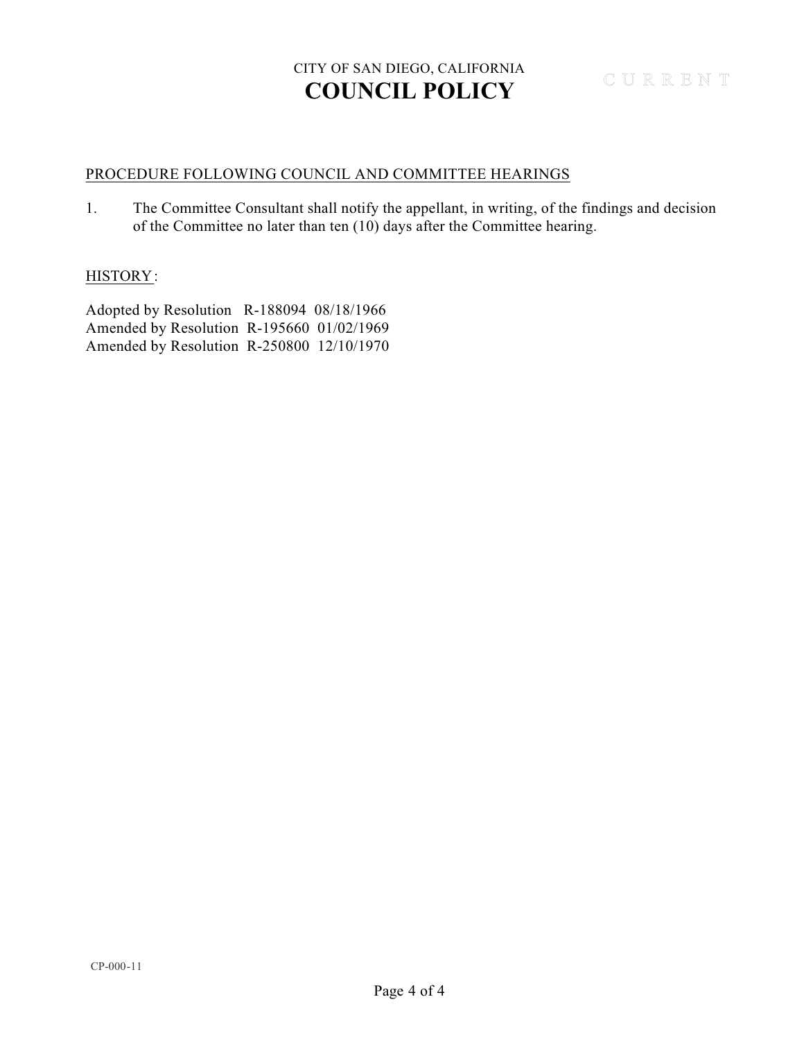PROCEDURE FOLLOWING COUNCIL AND COMMITTEE HEARINGS

1. The Committee Consultant shall notify the appellant, in writing, of the findings and decision of the Committee no later than ten (10) days after the Committee hearing.

HISTORY:

Adopted by Resolution R-188094 08/18/1966
Amended by Resolution R-195660 01/02/1969
Amended by Resolution R-250800 12/10/1970